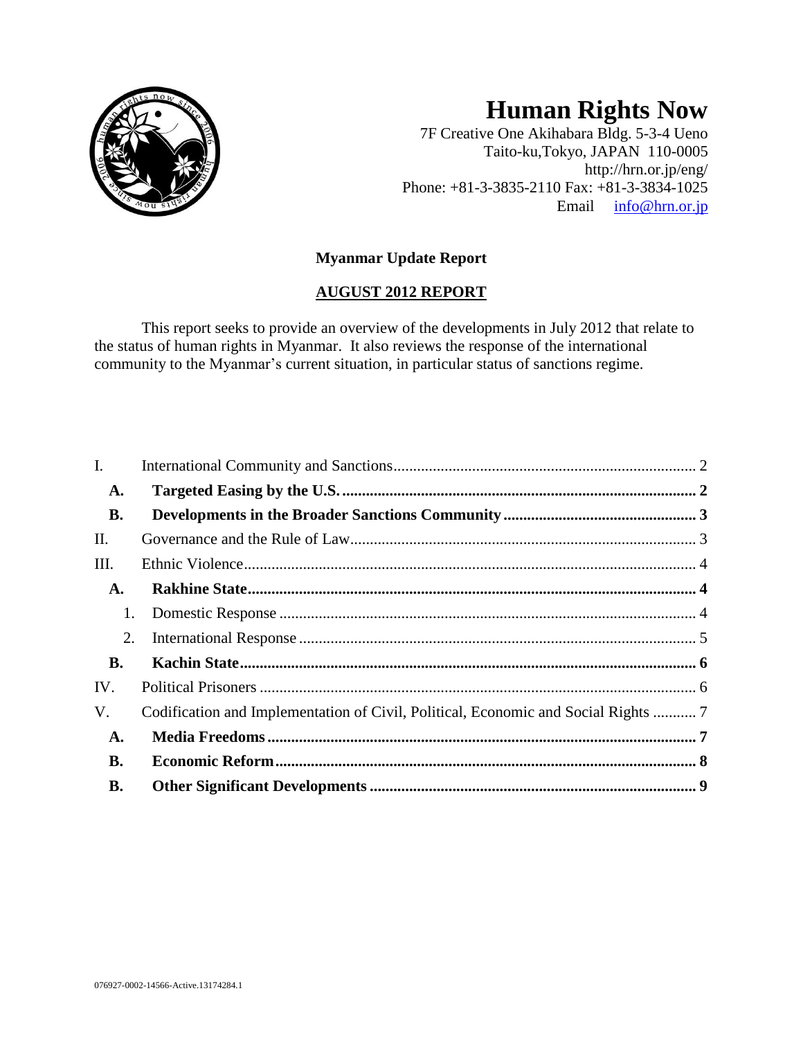# Human Rights Now

7F Creative One Akihabara Bldg. 5-3-4 Ueno
Taito-ku,Tokyo, JAPAN 110-0005
http://hrn.or.jp/eng/
Phone: +81-3-3835-2110 Fax: +81-3-3834-1025
Email info@hrn.or.jp

## Myanmar Update Report

## AUGUST 2012 REPORT

This report seeks to provide an overview of the developments in July 2012 that relate to the status of human rights in Myanmar. It also reviews the response of the international community to the Myanmar's current situation, in particular status of sanctions regime.

- I. International Community and Sanctions ........ 2
  - **A. Targeted Easing by the U.S. ........ 2**
  - **B. Developments in the Broader Sanctions Community ........ 3**
- II. Governance and the Rule of Law ........ 3
- III. Ethnic Violence ........ 4
  - **A. Rakhine State ........ 4**
    - 1. Domestic Response ........ 4
    - 2. International Response ........ 5
  - **B. Kachin State ........ 6**
- IV. Political Prisoners ........ 6
- V. Codification and Implementation of Civil, Political, Economic and Social Rights ........ 7
  - **A. Media Freedoms ........ 7**
  - **B. Economic Reform ........ 8**
  - **B. Other Significant Developments ........ 9**

076927-0002-14566-Active.13174284.1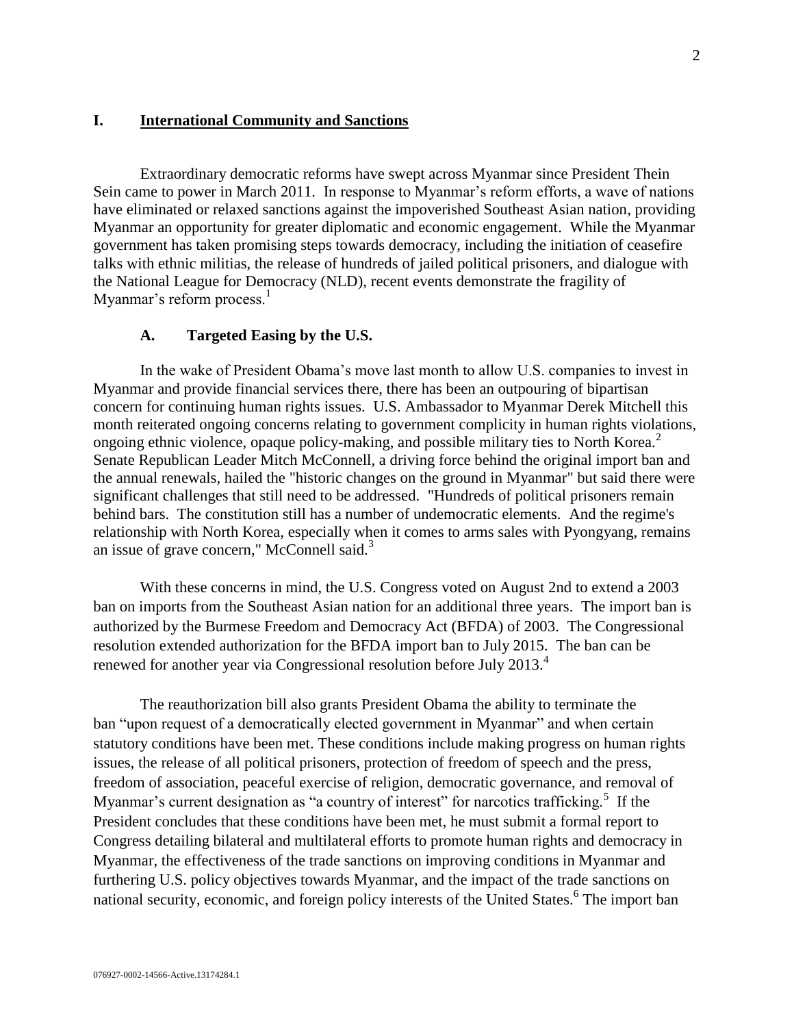## I. International Community and Sanctions

Extraordinary democratic reforms have swept across Myanmar since President Thein Sein came to power in March 2011. In response to Myanmar's reform efforts, a wave of nations have eliminated or relaxed sanctions against the impoverished Southeast Asian nation, providing Myanmar an opportunity for greater diplomatic and economic engagement. While the Myanmar government has taken promising steps towards democracy, including the initiation of ceasefire talks with ethnic militias, the release of hundreds of jailed political prisoners, and dialogue with the National League for Democracy (NLD), recent events demonstrate the fragility of Myanmar's reform process.[1]

### A. Targeted Easing by the U.S.

In the wake of President Obama's move last month to allow U.S. companies to invest in Myanmar and provide financial services there, there has been an outpouring of bipartisan concern for continuing human rights issues. U.S. Ambassador to Myanmar Derek Mitchell this month reiterated ongoing concerns relating to government complicity in human rights violations, ongoing ethnic violence, opaque policy-making, and possible military ties to North Korea.[2] Senate Republican Leader Mitch McConnell, a driving force behind the original import ban and the annual renewals, hailed the "historic changes on the ground in Myanmar" but said there were significant challenges that still need to be addressed. "Hundreds of political prisoners remain behind bars. The constitution still has a number of undemocratic elements. And the regime's relationship with North Korea, especially when it comes to arms sales with Pyongyang, remains an issue of grave concern," McConnell said.[3]

With these concerns in mind, the U.S. Congress voted on August 2nd to extend a 2003 ban on imports from the Southeast Asian nation for an additional three years. The import ban is authorized by the Burmese Freedom and Democracy Act (BFDA) of 2003. The Congressional resolution extended authorization for the BFDA import ban to July 2015. The ban can be renewed for another year via Congressional resolution before July 2013.[4]

The reauthorization bill also grants President Obama the ability to terminate the ban "upon request of a democratically elected government in Myanmar" and when certain statutory conditions have been met. These conditions include making progress on human rights issues, the release of all political prisoners, protection of freedom of speech and the press, freedom of association, peaceful exercise of religion, democratic governance, and removal of Myanmar's current designation as "a country of interest" for narcotics trafficking.[5] If the President concludes that these conditions have been met, he must submit a formal report to Congress detailing bilateral and multilateral efforts to promote human rights and democracy in Myanmar, the effectiveness of the trade sanctions on improving conditions in Myanmar and furthering U.S. policy objectives towards Myanmar, and the impact of the trade sanctions on national security, economic, and foreign policy interests of the United States.[6] The import ban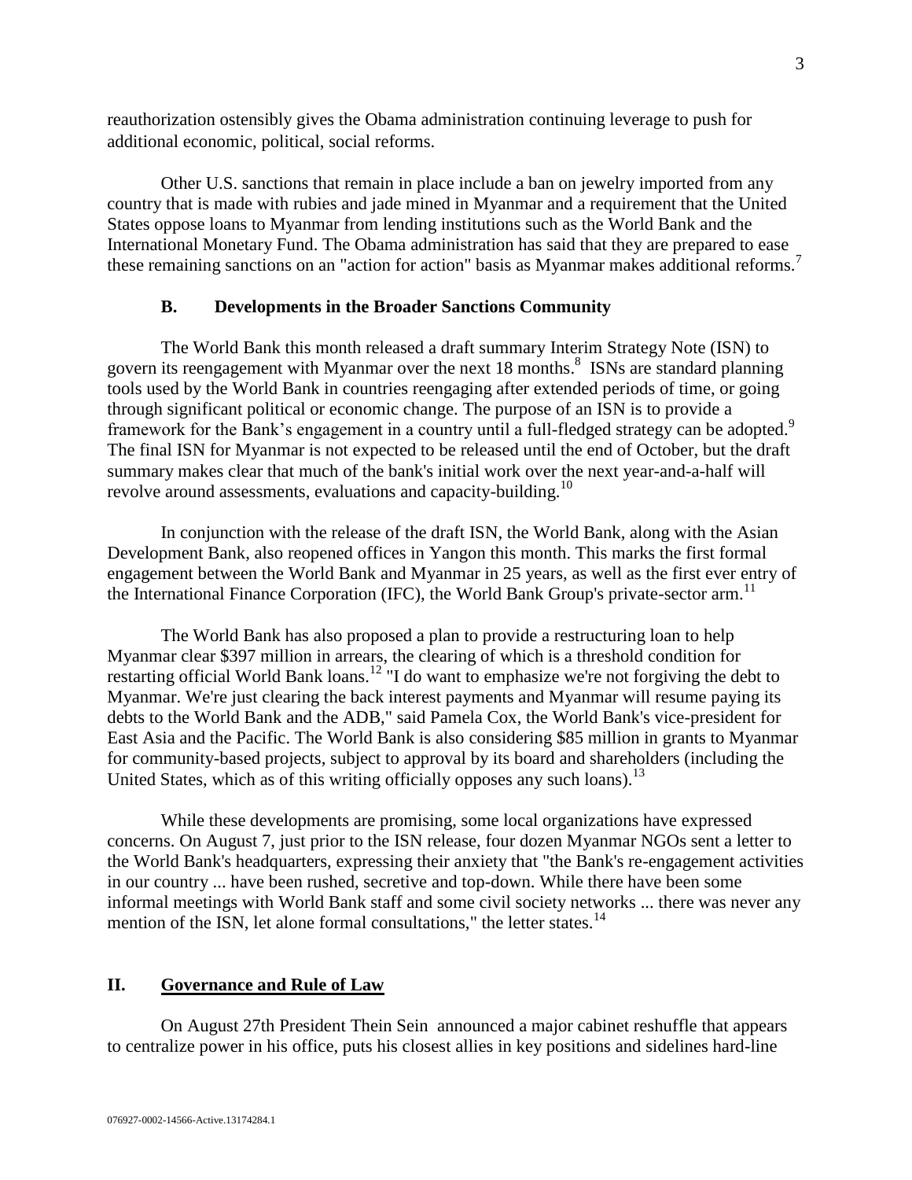reauthorization ostensibly gives the Obama administration continuing leverage to push for additional economic, political, social reforms.

Other U.S. sanctions that remain in place include a ban on jewelry imported from any country that is made with rubies and jade mined in Myanmar and a requirement that the United States oppose loans to Myanmar from lending institutions such as the World Bank and the International Monetary Fund. The Obama administration has said that they are prepared to ease these remaining sanctions on an "action for action" basis as Myanmar makes additional reforms.[7]

### B. Developments in the Broader Sanctions Community

The World Bank this month released a draft summary Interim Strategy Note (ISN) to govern its reengagement with Myanmar over the next 18 months.[8] ISNs are standard planning tools used by the World Bank in countries reengaging after extended periods of time, or going through significant political or economic change. The purpose of an ISN is to provide a framework for the Bank's engagement in a country until a full-fledged strategy can be adopted.[9] The final ISN for Myanmar is not expected to be released until the end of October, but the draft summary makes clear that much of the bank's initial work over the next year-and-a-half will revolve around assessments, evaluations and capacity-building.[10]

In conjunction with the release of the draft ISN, the World Bank, along with the Asian Development Bank, also reopened offices in Yangon this month. This marks the first formal engagement between the World Bank and Myanmar in 25 years, as well as the first ever entry of the International Finance Corporation (IFC), the World Bank Group's private-sector arm.[11]

The World Bank has also proposed a plan to provide a restructuring loan to help Myanmar clear $397 million in arrears, the clearing of which is a threshold condition for restarting official World Bank loans.[12] "I do want to emphasize we're not forgiving the debt to Myanmar. We're just clearing the back interest payments and Myanmar will resume paying its debts to the World Bank and the ADB," said Pamela Cox, the World Bank's vice-president for East Asia and the Pacific. The World Bank is also considering $85 million in grants to Myanmar for community-based projects, subject to approval by its board and shareholders (including the United States, which as of this writing officially opposes any such loans).[13]

While these developments are promising, some local organizations have expressed concerns. On August 7, just prior to the ISN release, four dozen Myanmar NGOs sent a letter to the World Bank's headquarters, expressing their anxiety that "the Bank's re-engagement activities in our country ... have been rushed, secretive and top-down. While there have been some informal meetings with World Bank staff and some civil society networks ... there was never any mention of the ISN, let alone formal consultations," the letter states.[14]

## II. Governance and Rule of Law

On August 27th President Thein Sein announced a major cabinet reshuffle that appears to centralize power in his office, puts his closest allies in key positions and sidelines hard-line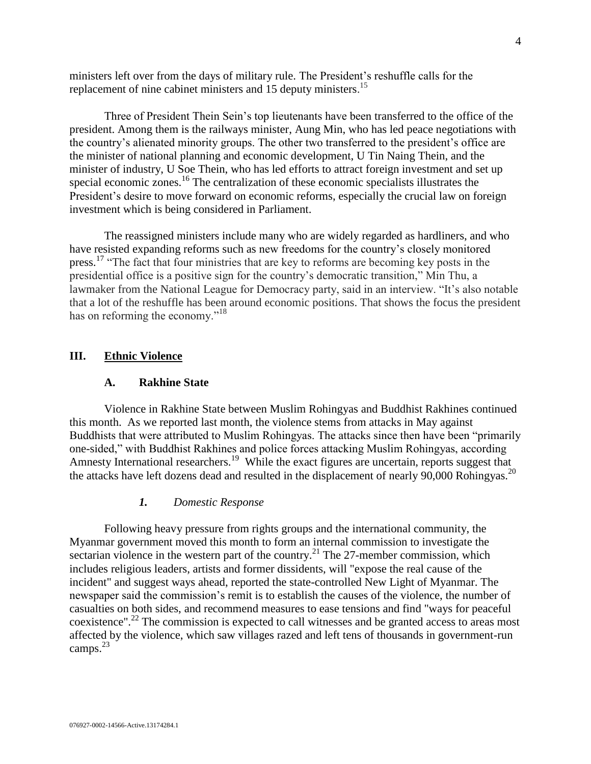ministers left over from the days of military rule. The President's reshuffle calls for the replacement of nine cabinet ministers and 15 deputy ministers.[15]

Three of President Thein Sein's top lieutenants have been transferred to the office of the president. Among them is the railways minister, Aung Min, who has led peace negotiations with the country's alienated minority groups. The other two transferred to the president's office are the minister of national planning and economic development, U Tin Naing Thein, and the minister of industry, U Soe Thein, who has led efforts to attract foreign investment and set up special economic zones.[16] The centralization of these economic specialists illustrates the President's desire to move forward on economic reforms, especially the crucial law on foreign investment which is being considered in Parliament.

The reassigned ministers include many who are widely regarded as hardliners, and who have resisted expanding reforms such as new freedoms for the country's closely monitored press.[17] "The fact that four ministries that are key to reforms are becoming key posts in the presidential office is a positive sign for the country's democratic transition," Min Thu, a lawmaker from the National League for Democracy party, said in an interview. "It's also notable that a lot of the reshuffle has been around economic positions. That shows the focus the president has on reforming the economy."[18]

## III. Ethnic Violence

### A. Rakhine State

Violence in Rakhine State between Muslim Rohingyas and Buddhist Rakhines continued this month. As we reported last month, the violence stems from attacks in May against Buddhists that were attributed to Muslim Rohingyas. The attacks since then have been "primarily one-sided," with Buddhist Rakhines and police forces attacking Muslim Rohingyas, according Amnesty International researchers.[19] While the exact figures are uncertain, reports suggest that the attacks have left dozens dead and resulted in the displacement of nearly 90,000 Rohingyas.[20]

#### *1. Domestic Response*

Following heavy pressure from rights groups and the international community, the Myanmar government moved this month to form an internal commission to investigate the sectarian violence in the western part of the country.[21] The 27-member commission, which includes religious leaders, artists and former dissidents, will "expose the real cause of the incident" and suggest ways ahead, reported the state-controlled New Light of Myanmar. The newspaper said the commission's remit is to establish the causes of the violence, the number of casualties on both sides, and recommend measures to ease tensions and find "ways for peaceful coexistence".[22] The commission is expected to call witnesses and be granted access to areas most affected by the violence, which saw villages razed and left tens of thousands in government-run camps.[23]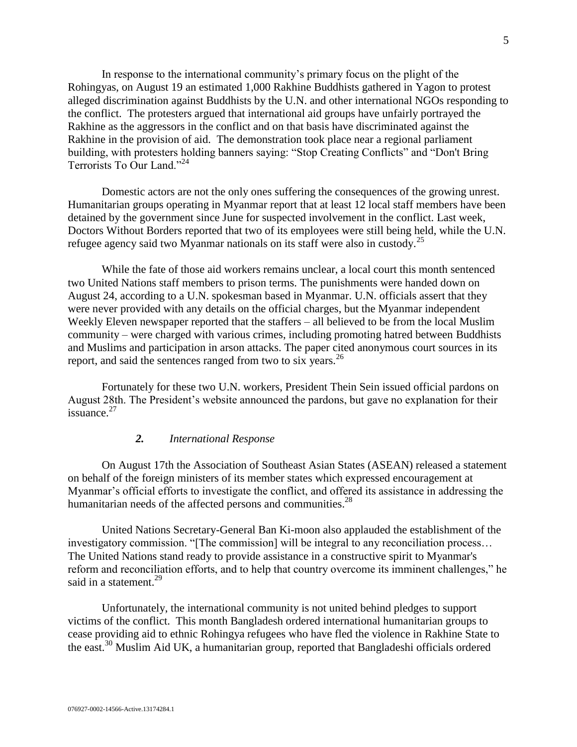In response to the international community's primary focus on the plight of the Rohingyas, on August 19 an estimated 1,000 Rakhine Buddhists gathered in Yagon to protest alleged discrimination against Buddhists by the U.N. and other international NGOs responding to the conflict. The protesters argued that international aid groups have unfairly portrayed the Rakhine as the aggressors in the conflict and on that basis have discriminated against the Rakhine in the provision of aid. The demonstration took place near a regional parliament building, with protesters holding banners saying: "Stop Creating Conflicts" and "Don't Bring Terrorists To Our Land."[24]

Domestic actors are not the only ones suffering the consequences of the growing unrest. Humanitarian groups operating in Myanmar report that at least 12 local staff members have been detained by the government since June for suspected involvement in the conflict. Last week, Doctors Without Borders reported that two of its employees were still being held, while the U.N. refugee agency said two Myanmar nationals on its staff were also in custody.[25]

While the fate of those aid workers remains unclear, a local court this month sentenced two United Nations staff members to prison terms. The punishments were handed down on August 24, according to a U.N. spokesman based in Myanmar. U.N. officials assert that they were never provided with any details on the official charges, but the Myanmar independent Weekly Eleven newspaper reported that the staffers – all believed to be from the local Muslim community – were charged with various crimes, including promoting hatred between Buddhists and Muslims and participation in arson attacks. The paper cited anonymous court sources in its report, and said the sentences ranged from two to six years.[26]

Fortunately for these two U.N. workers, President Thein Sein issued official pardons on August 28th. The President's website announced the pardons, but gave no explanation for their issuance.[27]

### *2. International Response*

On August 17th the Association of Southeast Asian States (ASEAN) released a statement on behalf of the foreign ministers of its member states which expressed encouragement at Myanmar's official efforts to investigate the conflict, and offered its assistance in addressing the humanitarian needs of the affected persons and communities.[28]

United Nations Secretary-General Ban Ki-moon also applauded the establishment of the investigatory commission. "[The commission] will be integral to any reconciliation process… The United Nations stand ready to provide assistance in a constructive spirit to Myanmar's reform and reconciliation efforts, and to help that country overcome its imminent challenges," he said in a statement.[29]

Unfortunately, the international community is not united behind pledges to support victims of the conflict. This month Bangladesh ordered international humanitarian groups to cease providing aid to ethnic Rohingya refugees who have fled the violence in Rakhine State to the east.[30] Muslim Aid UK, a humanitarian group, reported that Bangladeshi officials ordered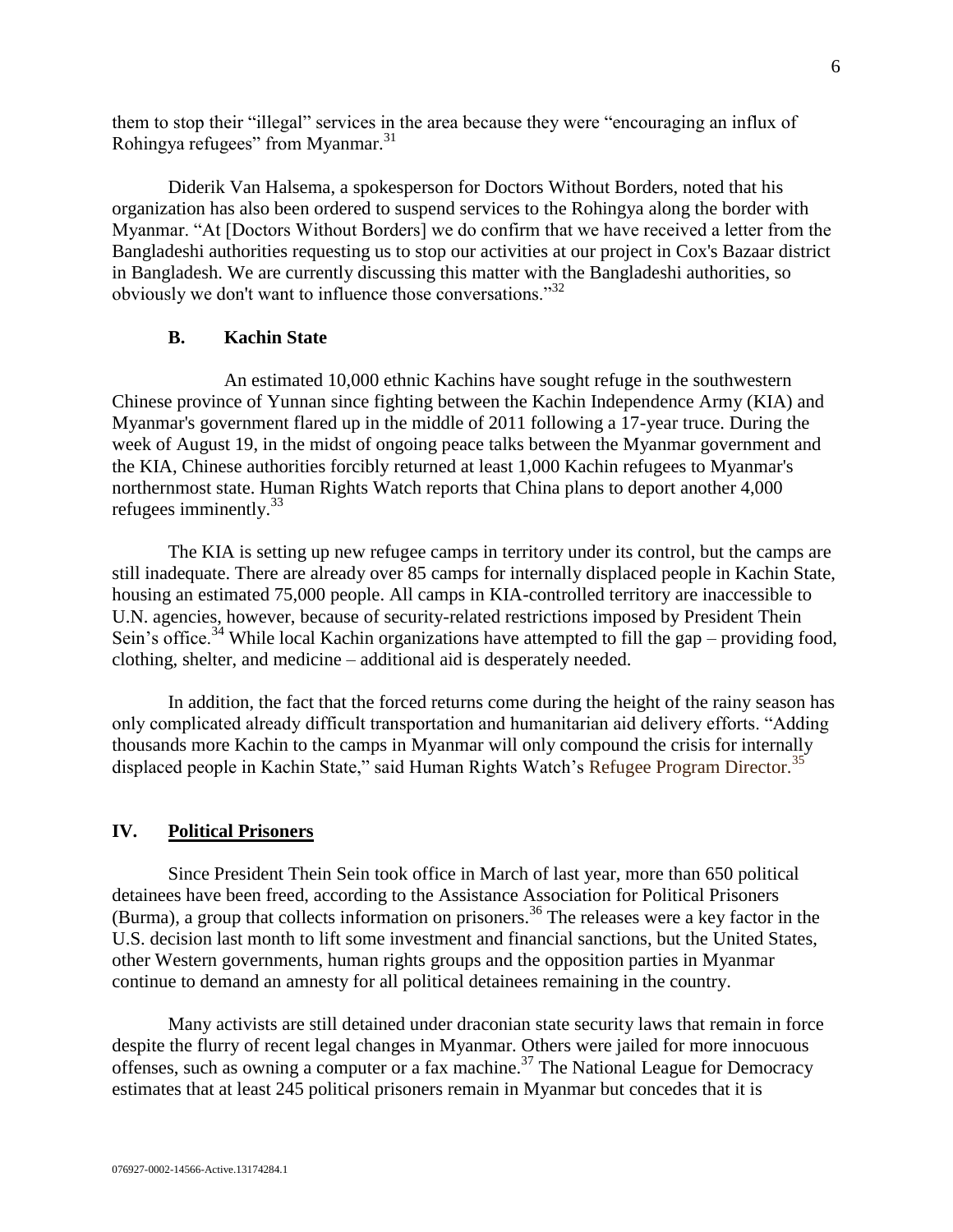them to stop their "illegal" services in the area because they were "encouraging an influx of Rohingya refugees" from Myanmar.[31]

Diderik Van Halsema, a spokesperson for Doctors Without Borders, noted that his organization has also been ordered to suspend services to the Rohingya along the border with Myanmar. "At [Doctors Without Borders] we do confirm that we have received a letter from the Bangladeshi authorities requesting us to stop our activities at our project in Cox's Bazaar district in Bangladesh. We are currently discussing this matter with the Bangladeshi authorities, so obviously we don't want to influence those conversations."[32]

### B. Kachin State

An estimated 10,000 ethnic Kachins have sought refuge in the southwestern Chinese province of Yunnan since fighting between the Kachin Independence Army (KIA) and Myanmar's government flared up in the middle of 2011 following a 17-year truce. During the week of August 19, in the midst of ongoing peace talks between the Myanmar government and the KIA, Chinese authorities forcibly returned at least 1,000 Kachin refugees to Myanmar's northernmost state. Human Rights Watch reports that China plans to deport another 4,000 refugees imminently.[33]

The KIA is setting up new refugee camps in territory under its control, but the camps are still inadequate. There are already over 85 camps for internally displaced people in Kachin State, housing an estimated 75,000 people. All camps in KIA-controlled territory are inaccessible to U.N. agencies, however, because of security-related restrictions imposed by President Thein Sein's office.[34] While local Kachin organizations have attempted to fill the gap – providing food, clothing, shelter, and medicine – additional aid is desperately needed.

In addition, the fact that the forced returns come during the height of the rainy season has only complicated already difficult transportation and humanitarian aid delivery efforts. "Adding thousands more Kachin to the camps in Myanmar will only compound the crisis for internally displaced people in Kachin State," said Human Rights Watch's Refugee Program Director.[35]

## IV. Political Prisoners

Since President Thein Sein took office in March of last year, more than 650 political detainees have been freed, according to the Assistance Association for Political Prisoners (Burma), a group that collects information on prisoners.[36] The releases were a key factor in the U.S. decision last month to lift some investment and financial sanctions, but the United States, other Western governments, human rights groups and the opposition parties in Myanmar continue to demand an amnesty for all political detainees remaining in the country.

Many activists are still detained under draconian state security laws that remain in force despite the flurry of recent legal changes in Myanmar. Others were jailed for more innocuous offenses, such as owning a computer or a fax machine.[37] The National League for Democracy estimates that at least 245 political prisoners remain in Myanmar but concedes that it is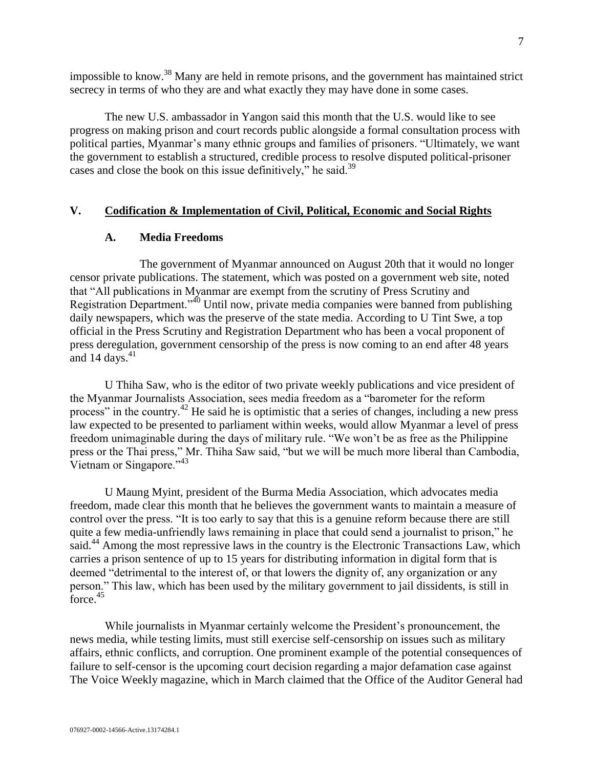impossible to know.[38] Many are held in remote prisons, and the government has maintained strict secrecy in terms of who they are and what exactly they may have done in some cases.

The new U.S. ambassador in Yangon said this month that the U.S. would like to see progress on making prison and court records public alongside a formal consultation process with political parties, Myanmar's many ethnic groups and families of prisoners. "Ultimately, we want the government to establish a structured, credible process to resolve disputed political-prisoner cases and close the book on this issue definitively," he said.[39]

## V. Codification & Implementation of Civil, Political, Economic and Social Rights

### A. Media Freedoms

The government of Myanmar announced on August 20th that it would no longer censor private publications. The statement, which was posted on a government web site, noted that "All publications in Myanmar are exempt from the scrutiny of Press Scrutiny and Registration Department."[40] Until now, private media companies were banned from publishing daily newspapers, which was the preserve of the state media. According to U Tint Swe, a top official in the Press Scrutiny and Registration Department who has been a vocal proponent of press deregulation, government censorship of the press is now coming to an end after 48 years and 14 days.[41]

U Thiha Saw, who is the editor of two private weekly publications and vice president of the Myanmar Journalists Association, sees media freedom as a "barometer for the reform process" in the country.[42] He said he is optimistic that a series of changes, including a new press law expected to be presented to parliament within weeks, would allow Myanmar a level of press freedom unimaginable during the days of military rule. "We won't be as free as the Philippine press or the Thai press," Mr. Thiha Saw said, "but we will be much more liberal than Cambodia, Vietnam or Singapore."[43]

U Maung Myint, president of the Burma Media Association, which advocates media freedom, made clear this month that he believes the government wants to maintain a measure of control over the press. "It is too early to say that this is a genuine reform because there are still quite a few media-unfriendly laws remaining in place that could send a journalist to prison," he said.[44] Among the most repressive laws in the country is the Electronic Transactions Law, which carries a prison sentence of up to 15 years for distributing information in digital form that is deemed "detrimental to the interest of, or that lowers the dignity of, any organization or any person." This law, which has been used by the military government to jail dissidents, is still in force.[45]

While journalists in Myanmar certainly welcome the President's pronouncement, the news media, while testing limits, must still exercise self-censorship on issues such as military affairs, ethnic conflicts, and corruption. One prominent example of the potential consequences of failure to self-censor is the upcoming court decision regarding a major defamation case against The Voice Weekly magazine, which in March claimed that the Office of the Auditor General had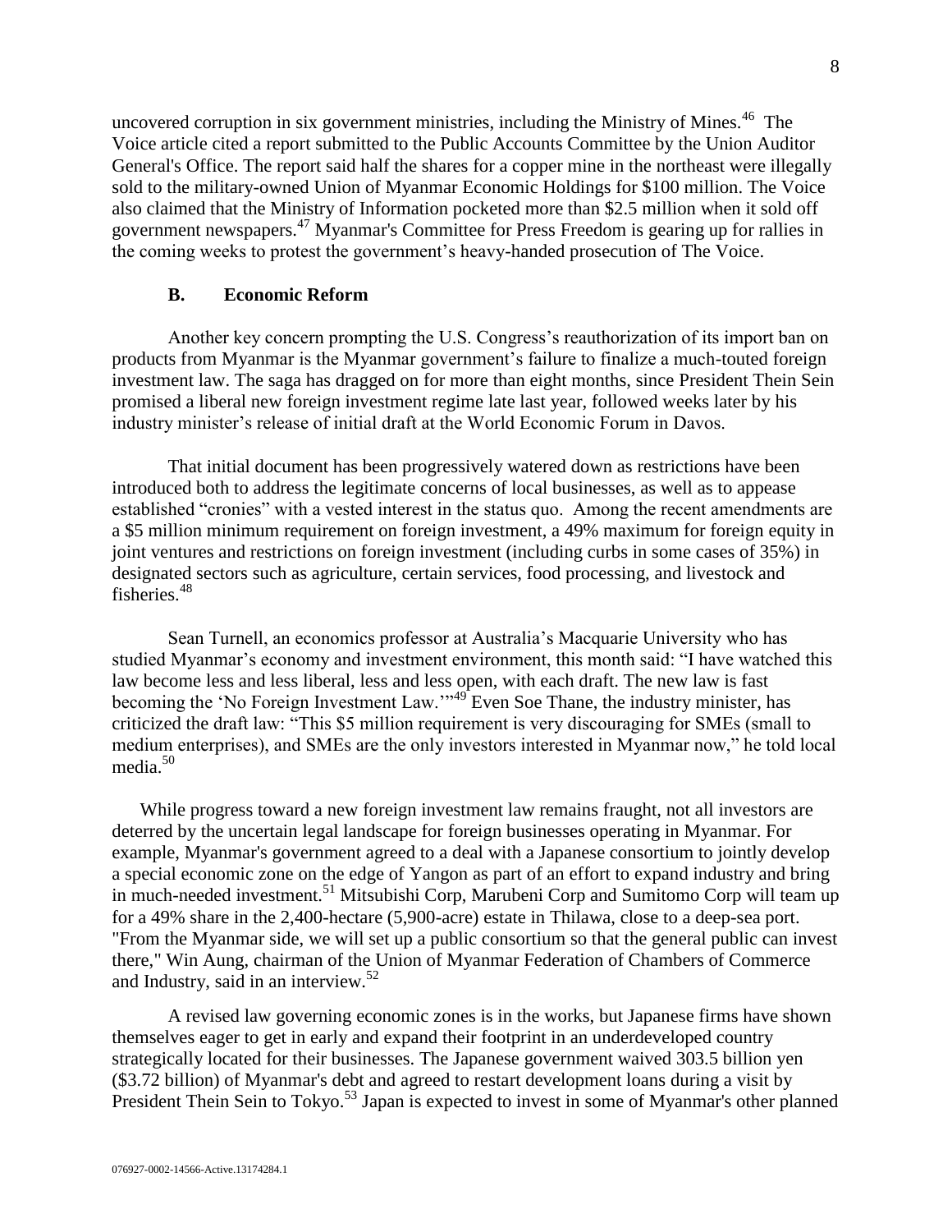uncovered corruption in six government ministries, including the Ministry of Mines.[46] The Voice article cited a report submitted to the Public Accounts Committee by the Union Auditor General's Office. The report said half the shares for a copper mine in the northeast were illegally sold to the military-owned Union of Myanmar Economic Holdings for $100 million. The Voice also claimed that the Ministry of Information pocketed more than $2.5 million when it sold off government newspapers.[47] Myanmar's Committee for Press Freedom is gearing up for rallies in the coming weeks to protest the government's heavy-handed prosecution of The Voice.

### B. Economic Reform

Another key concern prompting the U.S. Congress's reauthorization of its import ban on products from Myanmar is the Myanmar government's failure to finalize a much-touted foreign investment law. The saga has dragged on for more than eight months, since President Thein Sein promised a liberal new foreign investment regime late last year, followed weeks later by his industry minister's release of initial draft at the World Economic Forum in Davos.

That initial document has been progressively watered down as restrictions have been introduced both to address the legitimate concerns of local businesses, as well as to appease established "cronies" with a vested interest in the status quo. Among the recent amendments are a $5 million minimum requirement on foreign investment, a 49% maximum for foreign equity in joint ventures and restrictions on foreign investment (including curbs in some cases of 35%) in designated sectors such as agriculture, certain services, food processing, and livestock and fisheries.[48]

Sean Turnell, an economics professor at Australia's Macquarie University who has studied Myanmar's economy and investment environment, this month said: "I have watched this law become less and less liberal, less and less open, with each draft. The new law is fast becoming the 'No Foreign Investment Law.'"[49] Even Soe Thane, the industry minister, has criticized the draft law: "This $5 million requirement is very discouraging for SMEs (small to medium enterprises), and SMEs are the only investors interested in Myanmar now," he told local media.[50]

While progress toward a new foreign investment law remains fraught, not all investors are deterred by the uncertain legal landscape for foreign businesses operating in Myanmar. For example, Myanmar's government agreed to a deal with a Japanese consortium to jointly develop a special economic zone on the edge of Yangon as part of an effort to expand industry and bring in much-needed investment.[51] Mitsubishi Corp, Marubeni Corp and Sumitomo Corp will team up for a 49% share in the 2,400-hectare (5,900-acre) estate in Thilawa, close to a deep-sea port. "From the Myanmar side, we will set up a public consortium so that the general public can invest there," Win Aung, chairman of the Union of Myanmar Federation of Chambers of Commerce and Industry, said in an interview.[52]

A revised law governing economic zones is in the works, but Japanese firms have shown themselves eager to get in early and expand their footprint in an underdeveloped country strategically located for their businesses. The Japanese government waived 303.5 billion yen ($3.72 billion) of Myanmar's debt and agreed to restart development loans during a visit by President Thein Sein to Tokyo.[53] Japan is expected to invest in some of Myanmar's other planned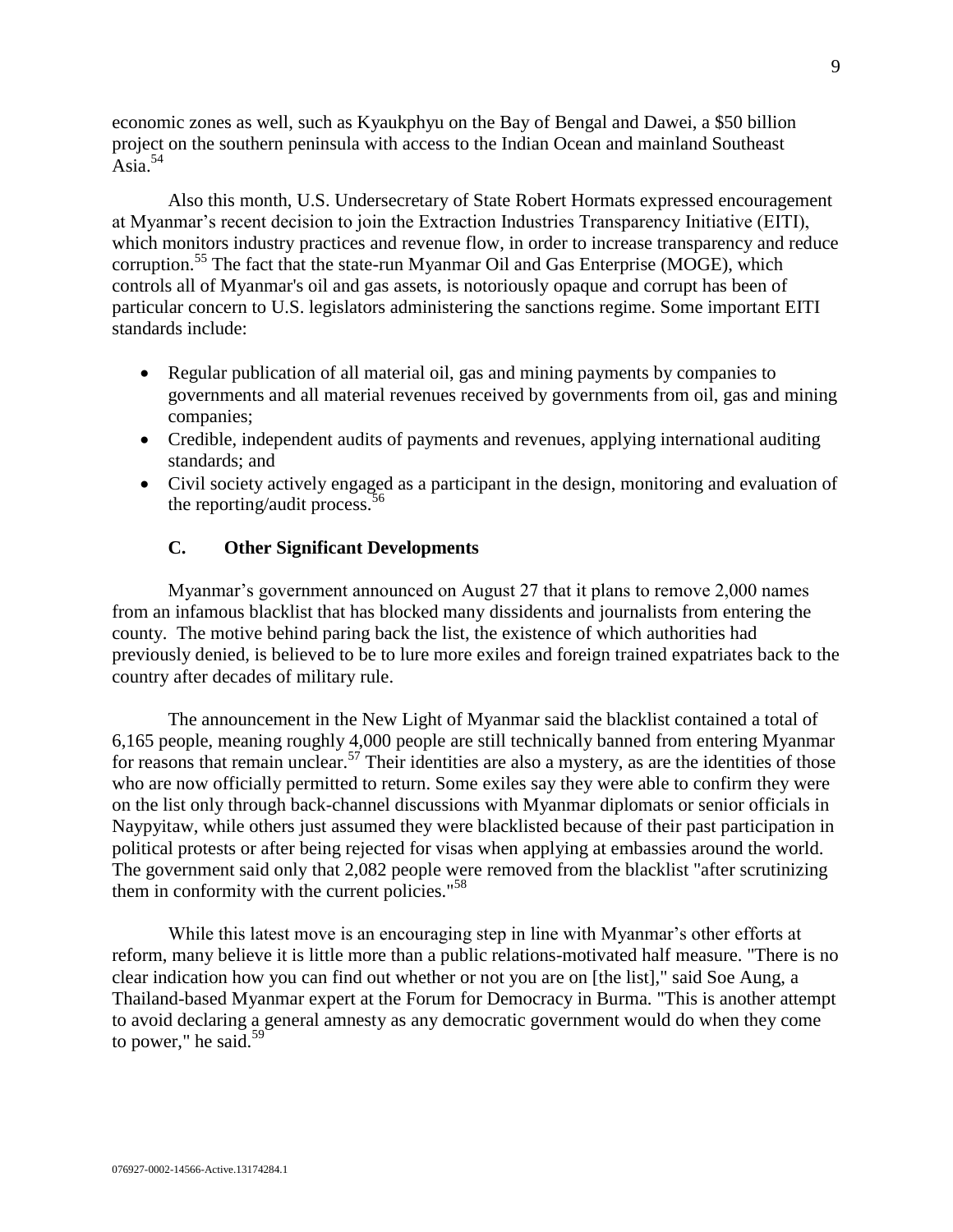economic zones as well, such as Kyaukphyu on the Bay of Bengal and Dawei, a $50 billion project on the southern peninsula with access to the Indian Ocean and mainland Southeast Asia.[54]

Also this month, U.S. Undersecretary of State Robert Hormats expressed encouragement at Myanmar's recent decision to join the Extraction Industries Transparency Initiative (EITI), which monitors industry practices and revenue flow, in order to increase transparency and reduce corruption.[55] The fact that the state-run Myanmar Oil and Gas Enterprise (MOGE), which controls all of Myanmar's oil and gas assets, is notoriously opaque and corrupt has been of particular concern to U.S. legislators administering the sanctions regime. Some important EITI standards include:

- Regular publication of all material oil, gas and mining payments by companies to governments and all material revenues received by governments from oil, gas and mining companies;
- Credible, independent audits of payments and revenues, applying international auditing standards; and
- Civil society actively engaged as a participant in the design, monitoring and evaluation of the reporting/audit process.[56]

### C. Other Significant Developments

Myanmar's government announced on August 27 that it plans to remove 2,000 names from an infamous blacklist that has blocked many dissidents and journalists from entering the county. The motive behind paring back the list, the existence of which authorities had previously denied, is believed to be to lure more exiles and foreign trained expatriates back to the country after decades of military rule.

The announcement in the New Light of Myanmar said the blacklist contained a total of 6,165 people, meaning roughly 4,000 people are still technically banned from entering Myanmar for reasons that remain unclear.[57] Their identities are also a mystery, as are the identities of those who are now officially permitted to return. Some exiles say they were able to confirm they were on the list only through back-channel discussions with Myanmar diplomats or senior officials in Naypyitaw, while others just assumed they were blacklisted because of their past participation in political protests or after being rejected for visas when applying at embassies around the world. The government said only that 2,082 people were removed from the blacklist "after scrutinizing them in conformity with the current policies."[58]

While this latest move is an encouraging step in line with Myanmar's other efforts at reform, many believe it is little more than a public relations-motivated half measure. "There is no clear indication how you can find out whether or not you are on [the list]," said Soe Aung, a Thailand-based Myanmar expert at the Forum for Democracy in Burma. "This is another attempt to avoid declaring a general amnesty as any democratic government would do when they come to power," he said.[59]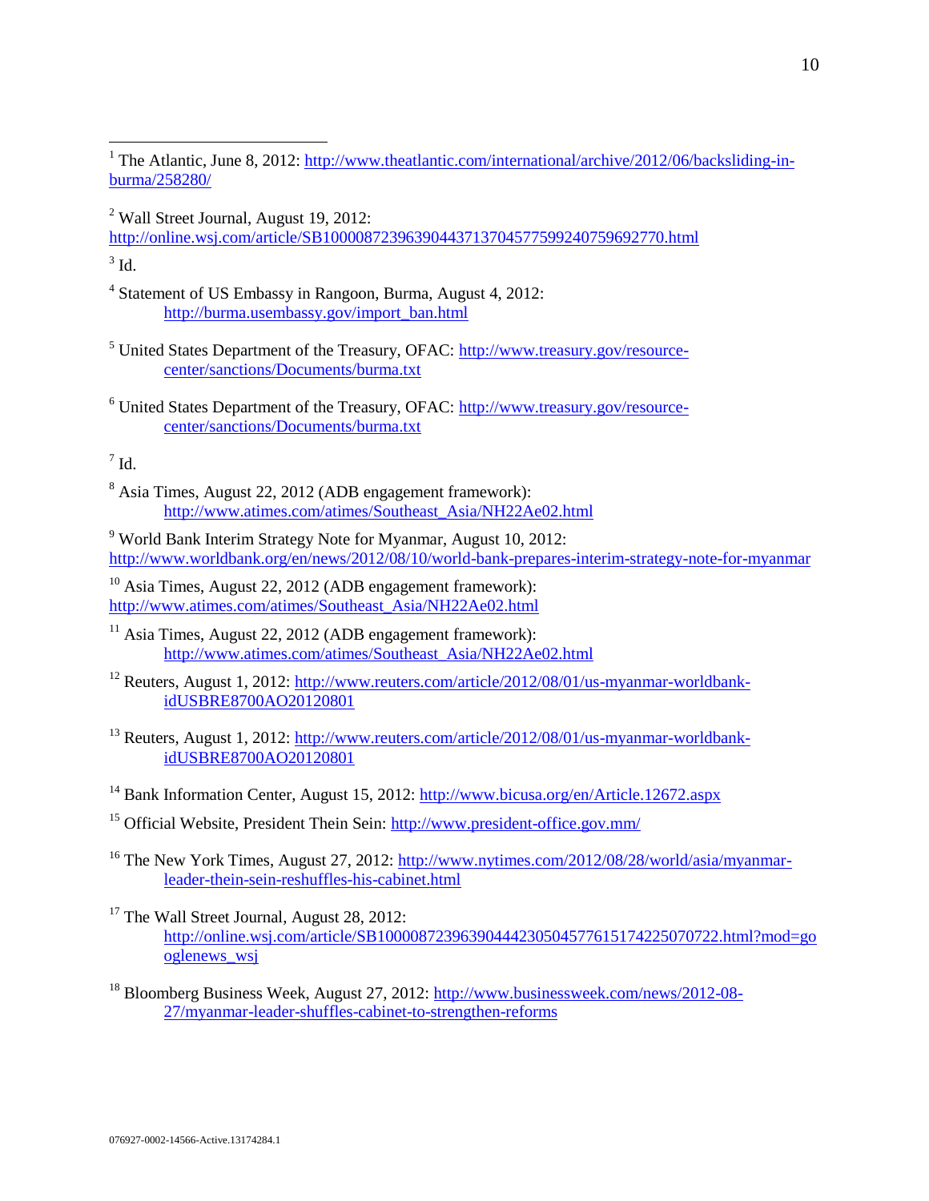[1] The Atlantic, June 8, 2012: http://www.theatlantic.com/international/archive/2012/06/backsliding-in-burma/258280/

[2] Wall Street Journal, August 19, 2012: http://online.wsj.com/article/SB10000872396390443713704577599240759692770.html

[3] Id.

[4] Statement of US Embassy in Rangoon, Burma, August 4, 2012: http://burma.usembassy.gov/import_ban.html

[5] United States Department of the Treasury, OFAC: http://www.treasury.gov/resource-center/sanctions/Documents/burma.txt

[6] United States Department of the Treasury, OFAC: http://www.treasury.gov/resource-center/sanctions/Documents/burma.txt

[7] Id.

[8] Asia Times, August 22, 2012 (ADB engagement framework): http://www.atimes.com/atimes/Southeast_Asia/NH22Ae02.html

[9] World Bank Interim Strategy Note for Myanmar, August 10, 2012: http://www.worldbank.org/en/news/2012/08/10/world-bank-prepares-interim-strategy-note-for-myanmar

[10] Asia Times, August 22, 2012 (ADB engagement framework): http://www.atimes.com/atimes/Southeast_Asia/NH22Ae02.html

[11] Asia Times, August 22, 2012 (ADB engagement framework): http://www.atimes.com/atimes/Southeast_Asia/NH22Ae02.html

[12] Reuters, August 1, 2012: http://www.reuters.com/article/2012/08/01/us-myanmar-worldbank-idUSBRE8700AO20120801

[13] Reuters, August 1, 2012: http://www.reuters.com/article/2012/08/01/us-myanmar-worldbank-idUSBRE8700AO20120801

[14] Bank Information Center, August 15, 2012: http://www.bicusa.org/en/Article.12672.aspx

[15] Official Website, President Thein Sein: http://www.president-office.gov.mm/

[16] The New York Times, August 27, 2012: http://www.nytimes.com/2012/08/28/world/asia/myanmar-leader-thein-sein-reshuffles-his-cabinet.html

[17] The Wall Street Journal, August 28, 2012: http://online.wsj.com/article/SB10000872396390444230504577615174225070722.html?mod=googlenews_wsj

[18] Bloomberg Business Week, August 27, 2012: http://www.businessweek.com/news/2012-08-27/myanmar-leader-shuffles-cabinet-to-strengthen-reforms

076927-0002-14566-Active.13174284.1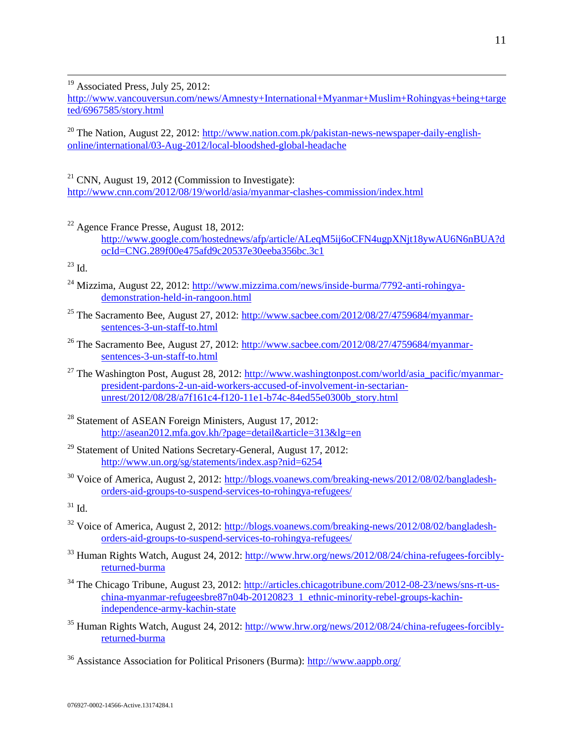[19] Associated Press, July 25, 2012: http://www.vancouversun.com/news/Amnesty+International+Myanmar+Muslim+Rohingyas+being+targeted/6967585/story.html

[20] The Nation, August 22, 2012: http://www.nation.com.pk/pakistan-news-newspaper-daily-english-online/international/03-Aug-2012/local-bloodshed-global-headache

[21] CNN, August 19, 2012 (Commission to Investigate): http://www.cnn.com/2012/08/19/world/asia/myanmar-clashes-commission/index.html

[22] Agence France Presse, August 18, 2012: http://www.google.com/hostednews/afp/article/ALeqM5ij6oCFN4ugpXNjt18ywAU6N6nBUA?docId=CNG.289f00e475afd9c20537e30eeba356bc.3c1

[23] Id.

[24] Mizzima, August 22, 2012: http://www.mizzima.com/news/inside-burma/7792-anti-rohingya-demonstration-held-in-rangoon.html

[25] The Sacramento Bee, August 27, 2012: http://www.sacbee.com/2012/08/27/4759684/myanmar-sentences-3-un-staff-to.html

[26] The Sacramento Bee, August 27, 2012: http://www.sacbee.com/2012/08/27/4759684/myanmar-sentences-3-un-staff-to.html

[27] The Washington Post, August 28, 2012: http://www.washingtonpost.com/world/asia_pacific/myanmar-president-pardons-2-un-aid-workers-accused-of-involvement-in-sectarian-unrest/2012/08/28/a7f161c4-f120-11e1-b74c-84ed55e0300b_story.html

[28] Statement of ASEAN Foreign Ministers, August 17, 2012: http://asean2012.mfa.gov.kh/?page=detail&article=313&lg=en

[29] Statement of United Nations Secretary-General, August 17, 2012: http://www.un.org/sg/statements/index.asp?nid=6254

[30] Voice of America, August 2, 2012: http://blogs.voanews.com/breaking-news/2012/08/02/bangladesh-orders-aid-groups-to-suspend-services-to-rohingya-refugees/

[31] Id.

[32] Voice of America, August 2, 2012: http://blogs.voanews.com/breaking-news/2012/08/02/bangladesh-orders-aid-groups-to-suspend-services-to-rohingya-refugees/

[33] Human Rights Watch, August 24, 2012: http://www.hrw.org/news/2012/08/24/china-refugees-forcibly-returned-burma

[34] The Chicago Tribune, August 23, 2012: http://articles.chicagotribune.com/2012-08-23/news/sns-rt-us-china-myanmar-refugeesbre87n04b-20120823_1_ethnic-minority-rebel-groups-kachin-independence-army-kachin-state

[35] Human Rights Watch, August 24, 2012: http://www.hrw.org/news/2012/08/24/china-refugees-forcibly-returned-burma

[36] Assistance Association for Political Prisoners (Burma): http://www.aappb.org/

076927-0002-14566-Active.13174284.1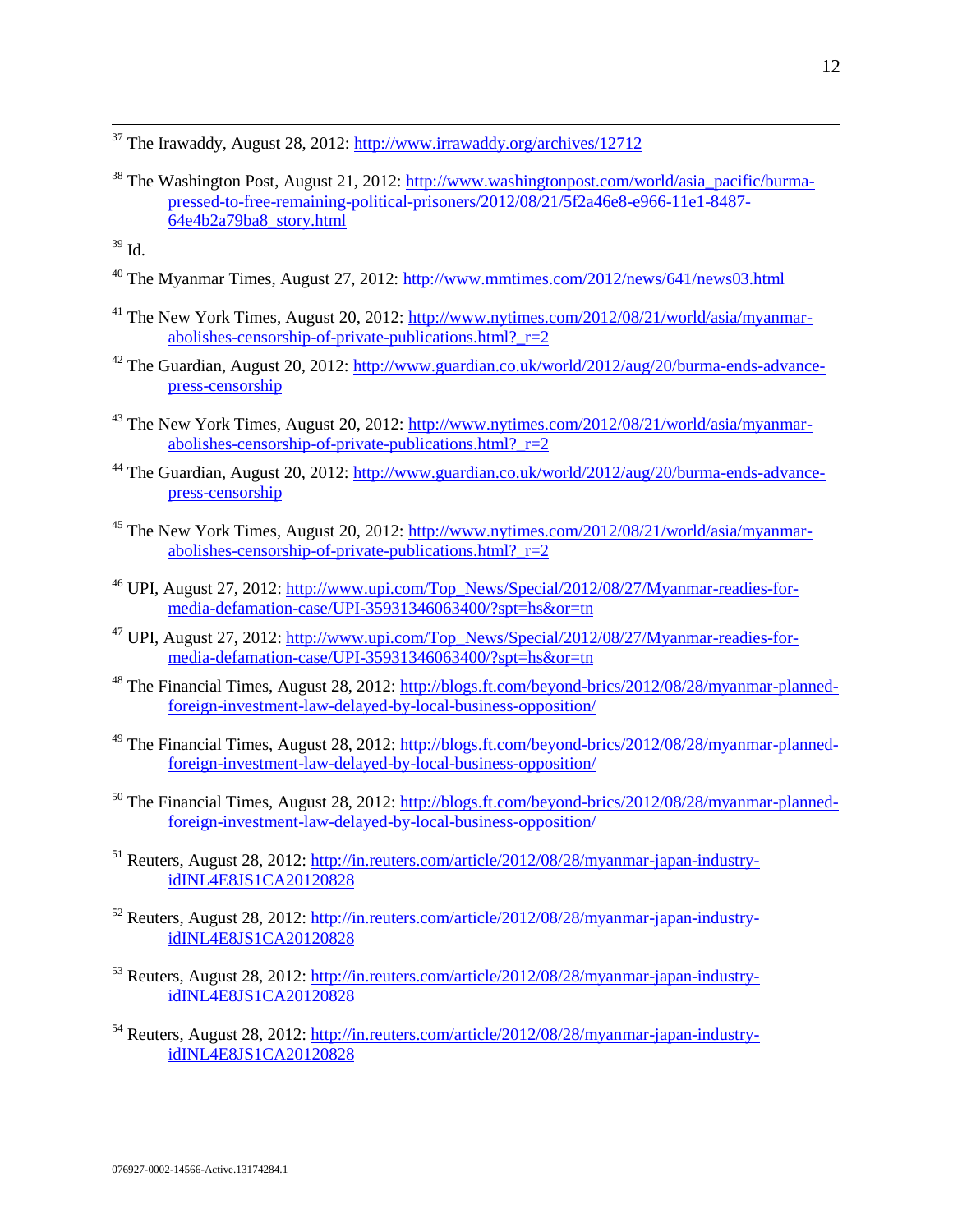[37] The Irawaddy, August 28, 2012: http://www.irrawaddy.org/archives/12712

[38] The Washington Post, August 21, 2012: http://www.washingtonpost.com/world/asia_pacific/burma-pressed-to-free-remaining-political-prisoners/2012/08/21/5f2a46e8-e966-11e1-8487-64e4b2a79ba8_story.html

[39] Id.

[40] The Myanmar Times, August 27, 2012: http://www.mmtimes.com/2012/news/641/news03.html

[41] The New York Times, August 20, 2012: http://www.nytimes.com/2012/08/21/world/asia/myanmar-abolishes-censorship-of-private-publications.html?_r=2

[42] The Guardian, August 20, 2012: http://www.guardian.co.uk/world/2012/aug/20/burma-ends-advance-press-censorship

[43] The New York Times, August 20, 2012: http://www.nytimes.com/2012/08/21/world/asia/myanmar-abolishes-censorship-of-private-publications.html?_r=2

[44] The Guardian, August 20, 2012: http://www.guardian.co.uk/world/2012/aug/20/burma-ends-advance-press-censorship

[45] The New York Times, August 20, 2012: http://www.nytimes.com/2012/08/21/world/asia/myanmar-abolishes-censorship-of-private-publications.html?_r=2

[46] UPI, August 27, 2012: http://www.upi.com/Top_News/Special/2012/08/27/Myanmar-readies-for-media-defamation-case/UPI-35931346063400/?spt=hs&or=tn

[47] UPI, August 27, 2012: http://www.upi.com/Top_News/Special/2012/08/27/Myanmar-readies-for-media-defamation-case/UPI-35931346063400/?spt=hs&or=tn

[48] The Financial Times, August 28, 2012: http://blogs.ft.com/beyond-brics/2012/08/28/myanmar-planned-foreign-investment-law-delayed-by-local-business-opposition/

[49] The Financial Times, August 28, 2012: http://blogs.ft.com/beyond-brics/2012/08/28/myanmar-planned-foreign-investment-law-delayed-by-local-business-opposition/

[50] The Financial Times, August 28, 2012: http://blogs.ft.com/beyond-brics/2012/08/28/myanmar-planned-foreign-investment-law-delayed-by-local-business-opposition/

[51] Reuters, August 28, 2012: http://in.reuters.com/article/2012/08/28/myanmar-japan-industry-idINL4E8JS1CA20120828

[52] Reuters, August 28, 2012: http://in.reuters.com/article/2012/08/28/myanmar-japan-industry-idINL4E8JS1CA20120828

[53] Reuters, August 28, 2012: http://in.reuters.com/article/2012/08/28/myanmar-japan-industry-idINL4E8JS1CA20120828

[54] Reuters, August 28, 2012: http://in.reuters.com/article/2012/08/28/myanmar-japan-industry-idINL4E8JS1CA20120828

076927-0002-14566-Active.13174284.1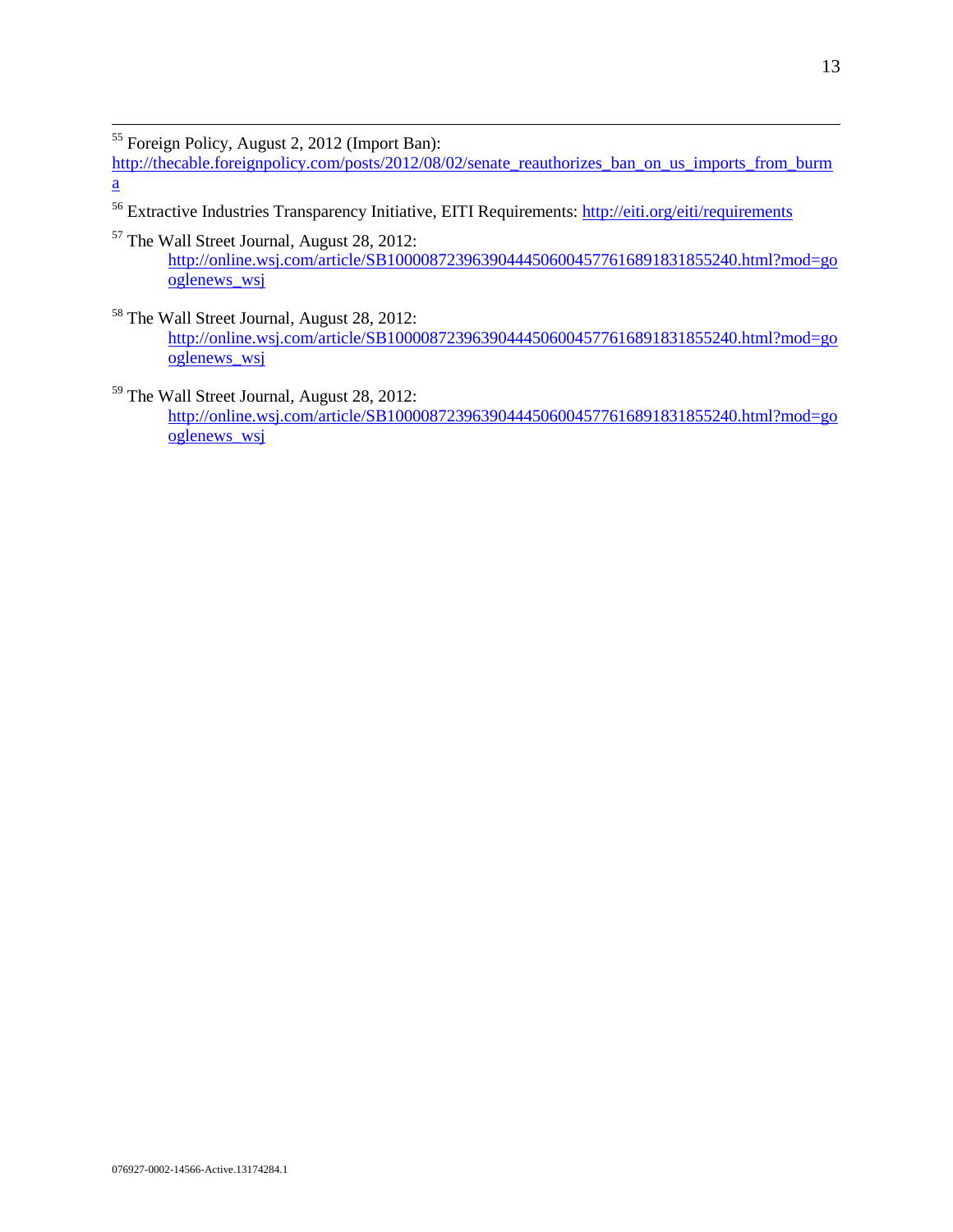[55] Foreign Policy, August 2, 2012 (Import Ban): http://thecable.foreignpolicy.com/posts/2012/08/02/senate_reauthorizes_ban_on_us_imports_from_burma

[56] Extractive Industries Transparency Initiative, EITI Requirements: http://eiti.org/eiti/requirements

[57] The Wall Street Journal, August 28, 2012: http://online.wsj.com/article/SB10000872396390444506004577616891831855240.html?mod=googlenews_wsj

[58] The Wall Street Journal, August 28, 2012: http://online.wsj.com/article/SB10000872396390444506004577616891831855240.html?mod=googlenews_wsj

[59] The Wall Street Journal, August 28, 2012: http://online.wsj.com/article/SB10000872396390444506004577616891831855240.html?mod=googlenews_wsj